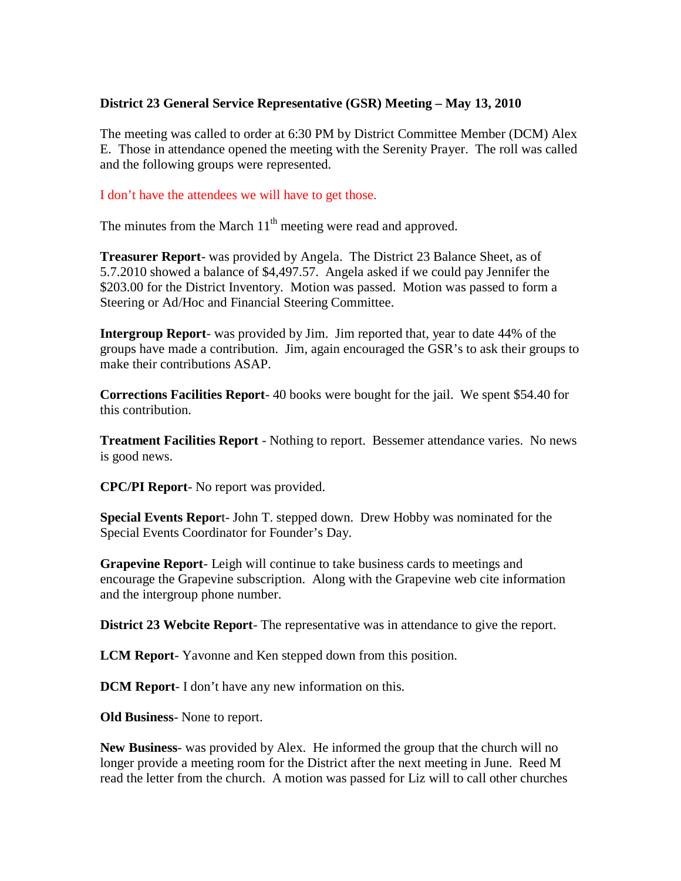**District 23 General Service Representative (GSR) Meeting – May 13, 2010**

The meeting was called to order at 6:30 PM by District Committee Member (DCM) Alex E. Those in attendance opened the meeting with the Serenity Prayer. The roll was called and the following groups were represented.

I don't have the attendees we will have to get those.

The minutes from the March 11th meeting were read and approved.

**Treasurer Report**- was provided by Angela. The District 23 Balance Sheet, as of 5.7.2010 showed a balance of $4,497.57. Angela asked if we could pay Jennifer the $203.00 for the District Inventory. Motion was passed. Motion was passed to form a Steering or Ad/Hoc and Financial Steering Committee.

**Intergroup Report**- was provided by Jim. Jim reported that, year to date 44% of the groups have made a contribution. Jim, again encouraged the GSR's to ask their groups to make their contributions ASAP.

**Corrections Facilities Report**- 40 books were bought for the jail. We spent $54.40 for this contribution.

**Treatment Facilities Report** - Nothing to report. Bessemer attendance varies. No news is good news.

**CPC/PI Report**- No report was provided.

**Special Events Report**- John T. stepped down. Drew Hobby was nominated for the Special Events Coordinator for Founder's Day.

**Grapevine Report**- Leigh will continue to take business cards to meetings and encourage the Grapevine subscription. Along with the Grapevine web cite information and the intergroup phone number.

**District 23 Webcite Report**- The representative was in attendance to give the report.

**LCM Report**- Yavonne and Ken stepped down from this position.

**DCM Report**- I don't have any new information on this.

**Old Business**- None to report.

**New Business**- was provided by Alex. He informed the group that the church will no longer provide a meeting room for the District after the next meeting in June. Reed M read the letter from the church. A motion was passed for Liz will to call other churches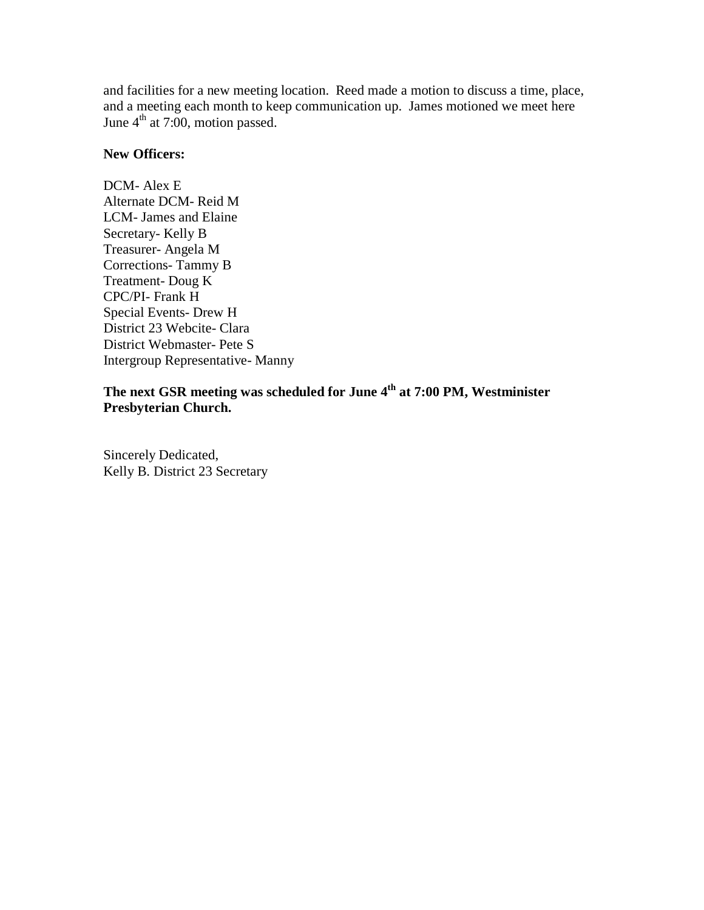and facilities for a new meeting location. Reed made a motion to discuss a time, place, and a meeting each month to keep communication up. James motioned we meet here June 4th at 7:00, motion passed.

**New Officers:**

DCM- Alex E
Alternate DCM- Reid M
LCM- James and Elaine
Secretary- Kelly B
Treasurer- Angela M
Corrections- Tammy B
Treatment- Doug K
CPC/PI- Frank H
Special Events- Drew H
District 23 Webcite- Clara
District Webmaster- Pete S
Intergroup Representative- Manny

**The next GSR meeting was scheduled for June 4th at 7:00 PM, Westminister Presbyterian Church.**

Sincerely Dedicated,
Kelly B. District 23 Secretary